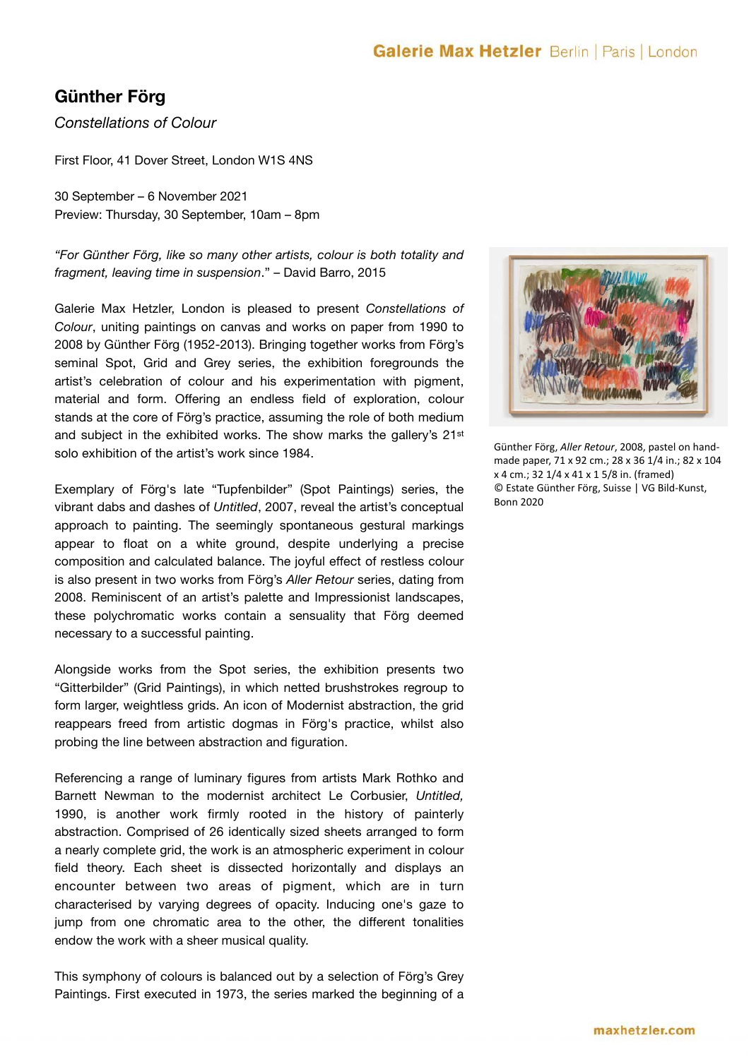# Günther Förg

*Constellations of Colour*

First Floor, 41 Dover Street, London W1S 4NS

30 September – 6 November 2021
Preview: Thursday, 30 September, 10am – 8pm

*"For Günther Förg, like so many other artists, colour is both totality and fragment, leaving time in suspension*." – David Barro, 2015

Galerie Max Hetzler, London is pleased to present *Constellations of Colour*, uniting paintings on canvas and works on paper from 1990 to 2008 by Günther Förg (1952-2013). Bringing together works from Förg's seminal Spot, Grid and Grey series, the exhibition foregrounds the artist's celebration of colour and his experimentation with pigment, material and form. Offering an endless field of exploration, colour stands at the core of Förg's practice, assuming the role of both medium and subject in the exhibited works. The show marks the gallery's 21st solo exhibition of the artist's work since 1984.

Günther Förg, *Aller Retour*, 2008, pastel on hand-made paper, 71 x 92 cm.; 28 x 36 1/4 in.; 82 x 104 x 4 cm.; 32 1/4 x 41 x 1 5/8 in. (framed)
© Estate Günther Förg, Suisse | VG Bild-Kunst, Bonn 2020

Exemplary of Förg's late "Tupfenbilder" (Spot Paintings) series, the vibrant dabs and dashes of *Untitled*, 2007, reveal the artist's conceptual approach to painting. The seemingly spontaneous gestural markings appear to float on a white ground, despite underlying a precise composition and calculated balance. The joyful effect of restless colour is also present in two works from Förg's *Aller Retour* series, dating from 2008. Reminiscent of an artist's palette and Impressionist landscapes, these polychromatic works contain a sensuality that Förg deemed necessary to a successful painting.

Alongside works from the Spot series, the exhibition presents two "Gitterbilder" (Grid Paintings), in which netted brushstrokes regroup to form larger, weightless grids. An icon of Modernist abstraction, the grid reappears freed from artistic dogmas in Förg's practice, whilst also probing the line between abstraction and figuration.

Referencing a range of luminary figures from artists Mark Rothko and Barnett Newman to the modernist architect Le Corbusier, *Untitled,* 1990, is another work firmly rooted in the history of painterly abstraction. Comprised of 26 identically sized sheets arranged to form a nearly complete grid, the work is an atmospheric experiment in colour field theory. Each sheet is dissected horizontally and displays an encounter between two areas of pigment, which are in turn characterised by varying degrees of opacity. Inducing one's gaze to jump from one chromatic area to the other, the different tonalities endow the work with a sheer musical quality.

This symphony of colours is balanced out by a selection of Förg's Grey Paintings. First executed in 1973, the series marked the beginning of a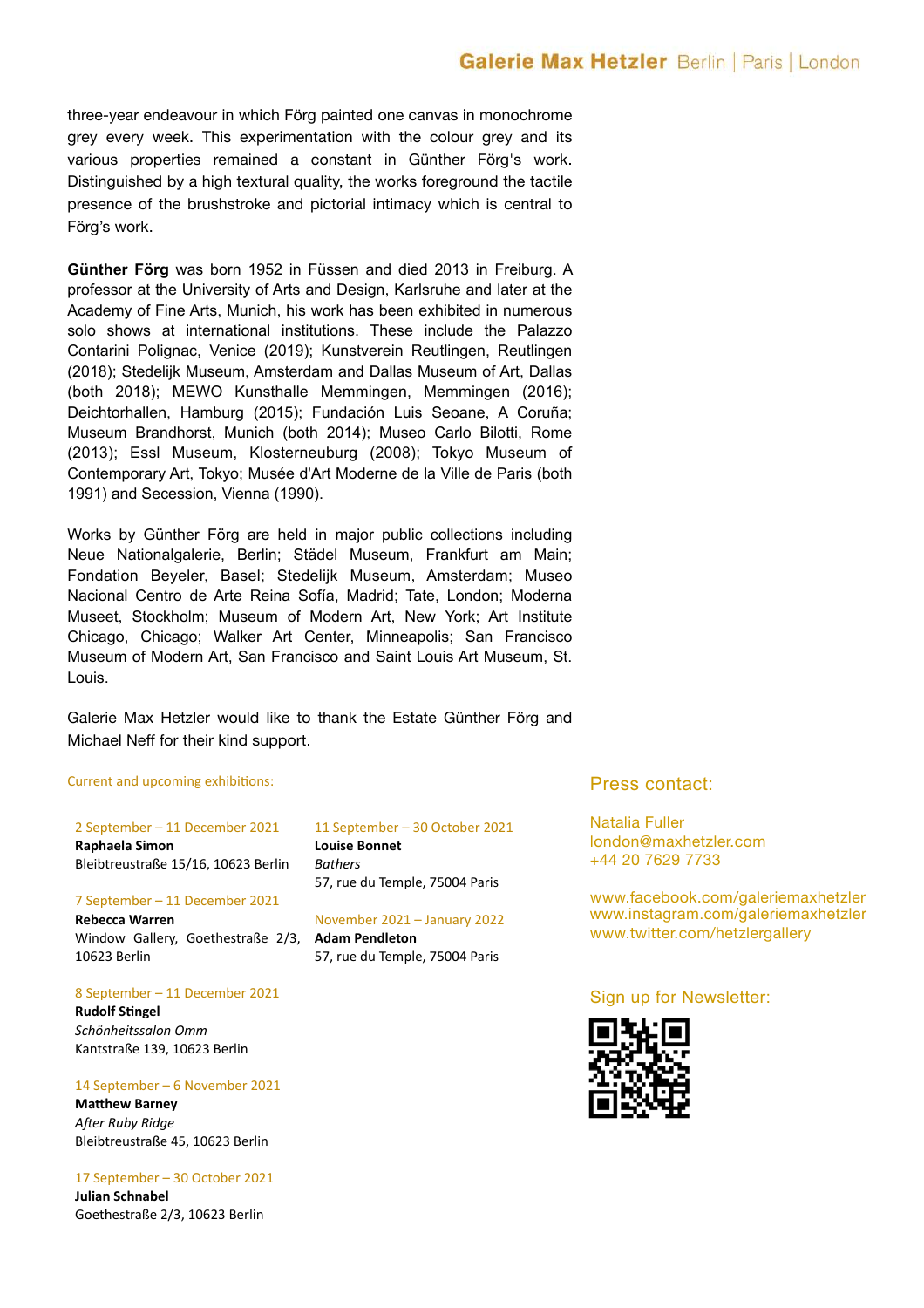three-year endeavour in which Förg painted one canvas in monochrome grey every week. This experimentation with the colour grey and its various properties remained a constant in Günther Förg's work. Distinguished by a high textural quality, the works foreground the tactile presence of the brushstroke and pictorial intimacy which is central to Förg's work.

**Günther Förg** was born 1952 in Füssen and died 2013 in Freiburg. A professor at the University of Arts and Design, Karlsruhe and later at the Academy of Fine Arts, Munich, his work has been exhibited in numerous solo shows at international institutions. These include the Palazzo Contarini Polignac, Venice (2019); Kunstverein Reutlingen, Reutlingen (2018); Stedelijk Museum, Amsterdam and Dallas Museum of Art, Dallas (both 2018); MEWO Kunsthalle Memmingen, Memmingen (2016); Deichtorhallen, Hamburg (2015); Fundación Luis Seoane, A Coruña; Museum Brandhorst, Munich (both 2014); Museo Carlo Bilotti, Rome (2013); Essl Museum, Klosterneuburg (2008); Tokyo Museum of Contemporary Art, Tokyo; Musée d'Art Moderne de la Ville de Paris (both 1991) and Secession, Vienna (1990).

Works by Günther Förg are held in major public collections including Neue Nationalgalerie, Berlin; Städel Museum, Frankfurt am Main; Fondation Beyeler, Basel; Stedelijk Museum, Amsterdam; Museo Nacional Centro de Arte Reina Sofía, Madrid; Tate, London; Moderna Museet, Stockholm; Museum of Modern Art, New York; Art Institute Chicago, Chicago; Walker Art Center, Minneapolis; San Francisco Museum of Modern Art, San Francisco and Saint Louis Art Museum, St. Louis.

Galerie Max Hetzler would like to thank the Estate Günther Förg and Michael Neff for their kind support.

Current and upcoming exhibitions:

2 September – 11 December 2021
**Raphaela Simon**
Bleibtreustraße 15/16, 10623 Berlin

7 September – 11 December 2021
**Rebecca Warren**
Window Gallery, Goethestraße 2/3, 10623 Berlin

8 September – 11 December 2021
**Rudolf Stingel**
*Schönheitssalon Omm*
Kantstraße 139, 10623 Berlin

14 September – 6 November 2021
**Matthew Barney**
*After Ruby Ridge*
Bleibtreustraße 45, 10623 Berlin

17 September – 30 October 2021
**Julian Schnabel**
Goethestraße 2/3, 10623 Berlin

11 September – 30 October 2021
**Louise Bonnet**
*Bathers*
57, rue du Temple, 75004 Paris

November 2021 – January 2022
**Adam Pendleton**
57, rue du Temple, 75004 Paris

Press contact:

Natalia Fuller
london@maxhetzler.com
+44 20 7629 7733

www.facebook.com/galeriemaxhetzler
www.instagram.com/galeriemaxhetzler
www.twitter.com/hetzlergallery

Sign up for Newsletter: